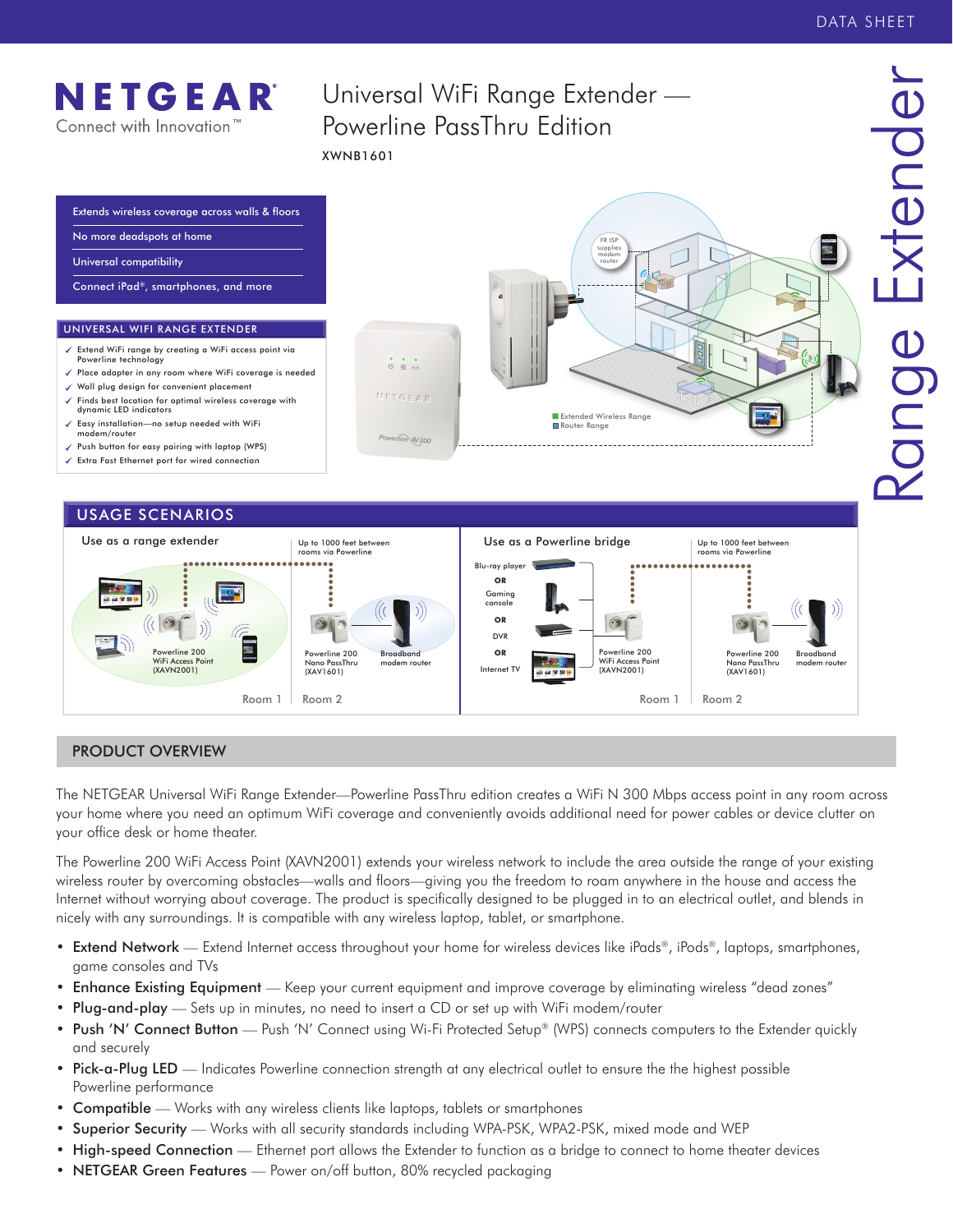DATA SHEET

# NETGEAR

Connect with Innovation™

# Universal WiFi Range Extender — Powerline PassThru Edition

XWNB1601

- Extends wireless coverage across walls & floors
- No more deadspots at home
- Universal compatibility
- Connect iPad®, smartphones, and more

## UNIVERSAL WIFI RANGE EXTENDER

- ✓ Extend WiFi range by creating a WiFi access point via Powerline technology
- ✓ Place adapter in any room where WiFi coverage is needed
- ✓ Wall plug design for convenient placement
- ✓ Finds best location for optimal wireless coverage with dynamic LED indicators
- ✓ Easy installation—no setup needed with WiFi modem/router
- ✓ Push button for easy pairing with laptop (WPS)
- ✓ Extra Fast Ethernet port for wired connection

FR ISP supplies modem router

Extended Wireless Range
Router Range

Range Extender

## USAGE SCENARIOS

**Use as a range extender**

Up to 1000 feet between rooms via Powerline

Powerline 200 WiFi Access Point (XAVN2001)

Powerline 200 Nano PassThru (XAV1601)

Broadband modem router

Room 1 | Room 2

**Use as a Powerline bridge**

Up to 1000 feet between rooms via Powerline

Blu-ray player OR Gaming console OR DVR OR Internet TV

Powerline 200 WiFi Access Point (XAVN2001)

Powerline 200 Nano PassThru (XAV1601)

Broadband modem router

Room 1 | Room 2

## PRODUCT OVERVIEW

The NETGEAR Universal WiFi Range Extender—Powerline PassThru edition creates a WiFi N 300 Mbps access point in any room across your home where you need an optimum WiFi coverage and conveniently avoids additional need for power cables or device clutter on your office desk or home theater.

The Powerline 200 WiFi Access Point (XAVN2001) extends your wireless network to include the area outside the range of your existing wireless router by overcoming obstacles—walls and floors—giving you the freedom to roam anywhere in the house and access the Internet without worrying about coverage. The product is specifically designed to be plugged in to an electrical outlet, and blends in nicely with any surroundings. It is compatible with any wireless laptop, tablet, or smartphone.

- Extend Network — Extend Internet access throughout your home for wireless devices like iPads®, iPods®, laptops, smartphones, game consoles and TVs
- Enhance Existing Equipment — Keep your current equipment and improve coverage by eliminating wireless "dead zones"
- Plug-and-play — Sets up in minutes, no need to insert a CD or set up with WiFi modem/router
- Push 'N' Connect Button — Push 'N' Connect using Wi-Fi Protected Setup® (WPS) connects computers to the Extender quickly and securely
- Pick-a-Plug LED — Indicates Powerline connection strength at any electrical outlet to ensure the the highest possible Powerline performance
- Compatible — Works with any wireless clients like laptops, tablets or smartphones
- Superior Security — Works with all security standards including WPA-PSK, WPA2-PSK, mixed mode and WEP
- High-speed Connection — Ethernet port allows the Extender to function as a bridge to connect to home theater devices
- NETGEAR Green Features — Power on/off button, 80% recycled packaging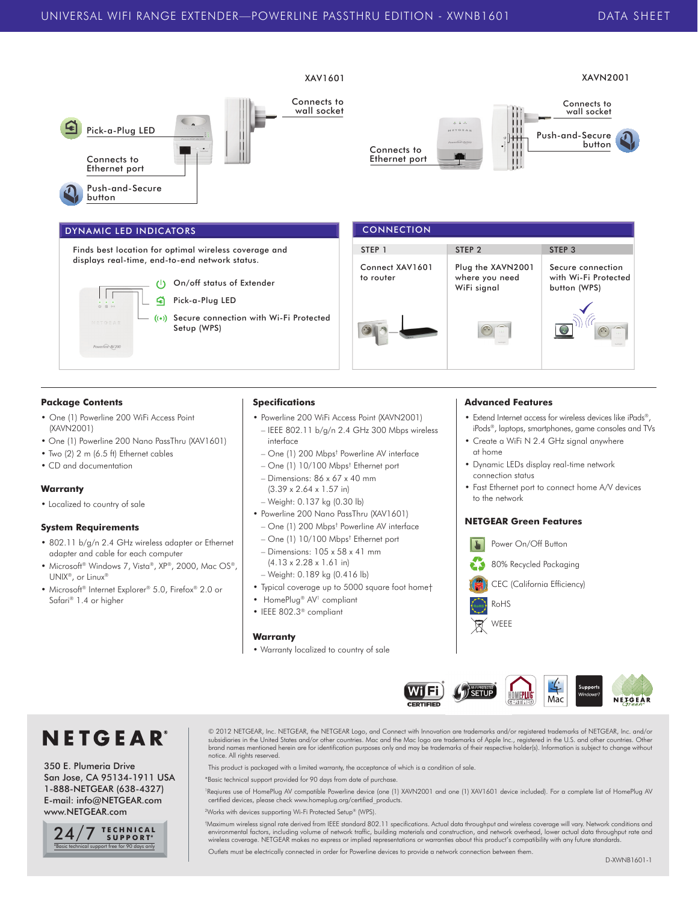UNIVERSAL WIFI RANGE EXTENDER—POWERLINE PASSTHRU EDITION - XWNB1601

DATA SHEET

XAV1601

Pick-a-Plug LED

Connects to wall socket

Connects to Ethernet port

Push-and-Secure button

XAVN2001

Connects to wall socket

Connects to Ethernet port

Push-and-Secure button

## DYNAMIC LED INDICATORS

Finds best location for optimal wireless coverage and displays real-time, end-to-end network status.

- On/off status of Extender
- Pick-a-Plug LED
- Secure connection with Wi-Fi Protected Setup (WPS)

## CONNECTION

| STEP 1 | STEP 2 | STEP 3 |
| --- | --- | --- |
| Connect XAV1601 to router | Plug the XAVN2001 where you need WiFi signal | Secure connection with Wi-Fi Protected button (WPS) |

### Package Contents

- One (1) Powerline 200 WiFi Access Point (XAVN2001)
- One (1) Powerline 200 Nano PassThru (XAV1601)
- Two (2) 2 m (6.5 ft) Ethernet cables
- CD and documentation

### Warranty

- Localized to country of sale

### System Requirements

- 802.11 b/g/n 2.4 GHz wireless adapter or Ethernet adapter and cable for each computer
- Microsoft® Windows 7, Vista®, XP®, 2000, Mac OS®, UNIX®, or Linux®
- Microsoft® Internet Explorer® 5.0, Firefox® 2.0 or Safari® 1.4 or higher

### Specifications

- Powerline 200 WiFi Access Point (XAVN2001)
  - IEEE 802.11 b/g/n 2.4 GHz 300 Mbps wireless interface
  - One (1) 200 Mbps† Powerline AV interface
  - One (1) 10/100 Mbps† Ethernet port
  - Dimensions: 86 x 67 x 40 mm (3.39 x 2.64 x 1.57 in)
  - Weight: 0.137 kg (0.30 lb)
- Powerline 200 Nano PassThru (XAV1601)
  - One (1) 200 Mbps† Powerline AV interface
  - One (1) 10/100 Mbps† Ethernet port
  - Dimensions: 105 x 58 x 41 mm (4.13 x 2.28 x 1.61 in)
  - Weight: 0.189 kg (0.416 lb)
- Typical coverage up to 5000 square foot home†
- HomePlug® AV[1] compliant
- IEEE 802.3® compliant

### Warranty

- Warranty localized to country of sale

### Advanced Features

- Extend Internet access for wireless devices like iPads®, iPods®, laptops, smartphones, game consoles and TVs
- Create a WiFi N 2.4 GHz signal anywhere at home
- Dynamic LEDs display real-time network connection status
- Fast Ethernet port to connect home A/V devices to the network

### NETGEAR Green Features

- Power On/Off Button
- 80% Recycled Packaging
- CEC (California Efficiency)
- RoHS
- WEEE

**NETGEAR®**

350 E. Plumeria Drive
San Jose, CA 95134-1911 USA
1-888-NETGEAR (638-4327)
E-mail: info@NETGEAR.com
www.NETGEAR.com

24/7 TECHNICAL SUPPORT*
*Basic technical support free for 90 days only

© 2012 NETGEAR, Inc. NETGEAR, the NETGEAR Logo, and Connect with Innovation are trademarks and/or registered trademarks of NETGEAR, Inc. and/or subsidiaries in the United States and/or other countries. Mac and the Mac logo are trademarks of Apple Inc., registered in the U.S. and other countries. Other brand names mentioned herein are for identification purposes only and may be trademarks of their respective holder(s). Information is subject to change without notice. All rights reserved.

This product is packaged with a limited warranty, the acceptance of which is a condition of sale.

*Basic technical support provided for 90 days from date of purchase.

[1]Requires use of HomePlug AV compatible Powerline device (one (1) XAVN2001 and one (1) XAV1601 device included). For a complete list of HomePlug AV certified devices, please check www.homeplug.org/certified_products.

[2]Works with devices supporting Wi-Fi Protected Setup® (WPS).

†Maximum wireless signal rate derived from IEEE standard 802.11 specifications. Actual data throughput and wireless coverage will vary. Network conditions and environmental factors, including volume of network traffic, building materials and construction, and network overhead, lower actual data throughput rate and wireless coverage. NETGEAR makes no express or implied representations or warranties about this product's compatibility with any future standards.

Outlets must be electrically connected in order for Powerline devices to provide a network connection between them.

D-XWNB1601-1